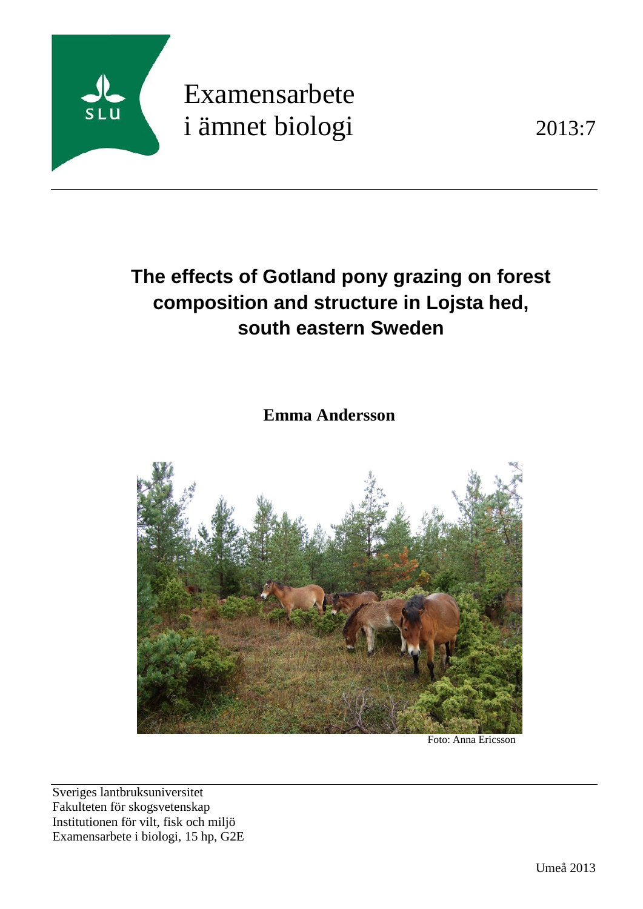SLU

Examensarbete
i ämnet biologi

2013:7

# The effects of Gotland pony grazing on forest composition and structure in Lojsta hed, south eastern Sweden

**Emma Andersson**

Foto: Anna Ericsson

Sveriges lantbruksuniversitet
Fakulteten för skogsvetenskap
Institutionen för vilt, fisk och miljö
Examensarbete i biologi, 15 hp, G2E

Umeå 2013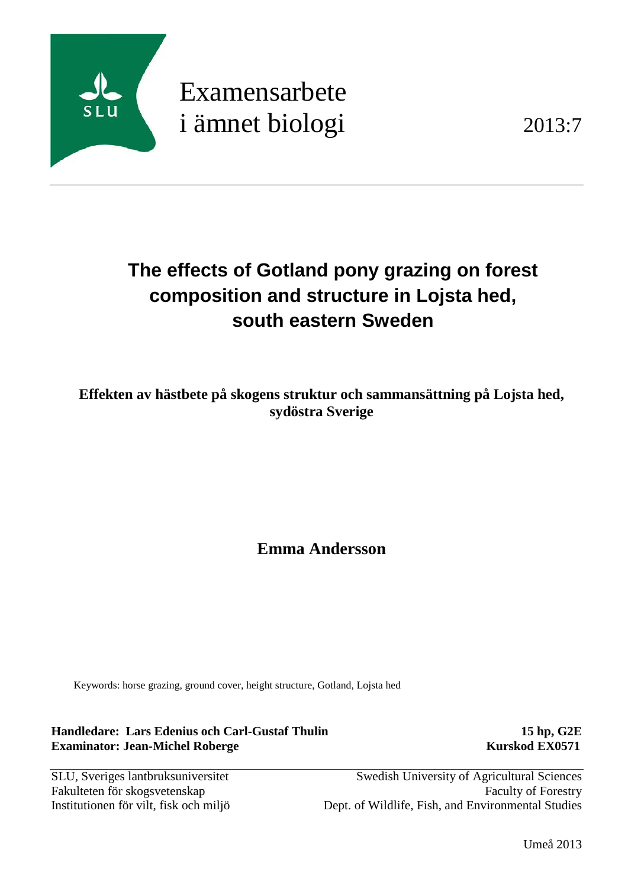Examensarbete
i ämnet biologi

2013:7

# The effects of Gotland pony grazing on forest composition and structure in Lojsta hed, south eastern Sweden

**Effekten av hästbete på skogens struktur och sammansättning på Lojsta hed, sydöstra Sverige**

**Emma Andersson**

Keywords: horse grazing, ground cover, height structure, Gotland, Lojsta hed

**Handledare: Lars Edenius och Carl-Gustaf Thulin**
**Examinator: Jean-Michel Roberge**

**15 hp, G2E**
**Kurskod EX0571**

SLU, Sveriges lantbruksuniversitet
Fakulteten för skogsvetenskap
Institutionen för vilt, fisk och miljö

Swedish University of Agricultural Sciences
Faculty of Forestry
Dept. of Wildlife, Fish, and Environmental Studies

Umeå 2013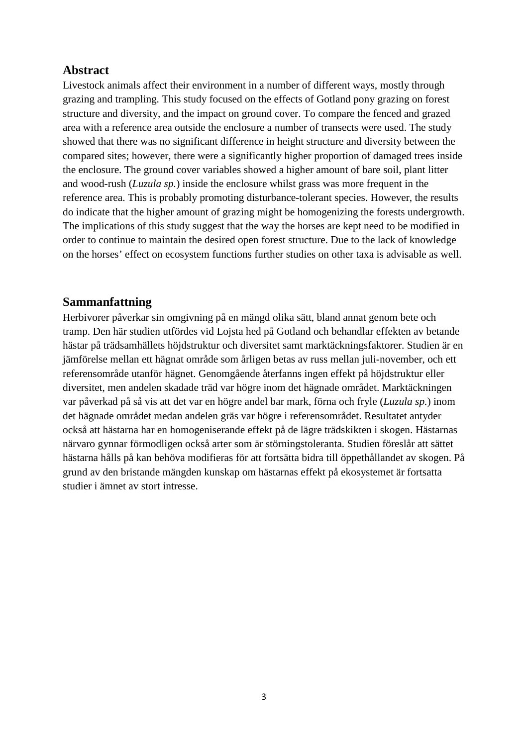## Abstract

Livestock animals affect their environment in a number of different ways, mostly through grazing and trampling. This study focused on the effects of Gotland pony grazing on forest structure and diversity, and the impact on ground cover. To compare the fenced and grazed area with a reference area outside the enclosure a number of transects were used. The study showed that there was no significant difference in height structure and diversity between the compared sites; however, there were a significantly higher proportion of damaged trees inside the enclosure. The ground cover variables showed a higher amount of bare soil, plant litter and wood-rush (*Luzula sp.*) inside the enclosure whilst grass was more frequent in the reference area. This is probably promoting disturbance-tolerant species. However, the results do indicate that the higher amount of grazing might be homogenizing the forests undergrowth. The implications of this study suggest that the way the horses are kept need to be modified in order to continue to maintain the desired open forest structure. Due to the lack of knowledge on the horses' effect on ecosystem functions further studies on other taxa is advisable as well.

## Sammanfattning

Herbivorer påverkar sin omgivning på en mängd olika sätt, bland annat genom bete och tramp. Den här studien utfördes vid Lojsta hed på Gotland och behandlar effekten av betande hästar på trädsamhällets höjdstruktur och diversitet samt marktäckningsfaktorer. Studien är en jämförelse mellan ett hägnat område som årligen betas av russ mellan juli-november, och ett referensområde utanför hägnet. Genomgående återfanns ingen effekt på höjdstruktur eller diversitet, men andelen skadade träd var högre inom det hägnade området. Marktäckningen var påverkad på så vis att det var en högre andel bar mark, förna och fryle (*Luzula sp.*) inom det hägnade området medan andelen gräs var högre i referensområdet. Resultatet antyder också att hästarna har en homogeniserande effekt på de lägre trädskikten i skogen. Hästarnas närvaro gynnar förmodligen också arter som är störningstoleranta. Studien föreslår att sättet hästarna hålls på kan behöva modifieras för att fortsätta bidra till öppethållandet av skogen. På grund av den bristande mängden kunskap om hästarnas effekt på ekosystemet är fortsatta studier i ämnet av stort intresse.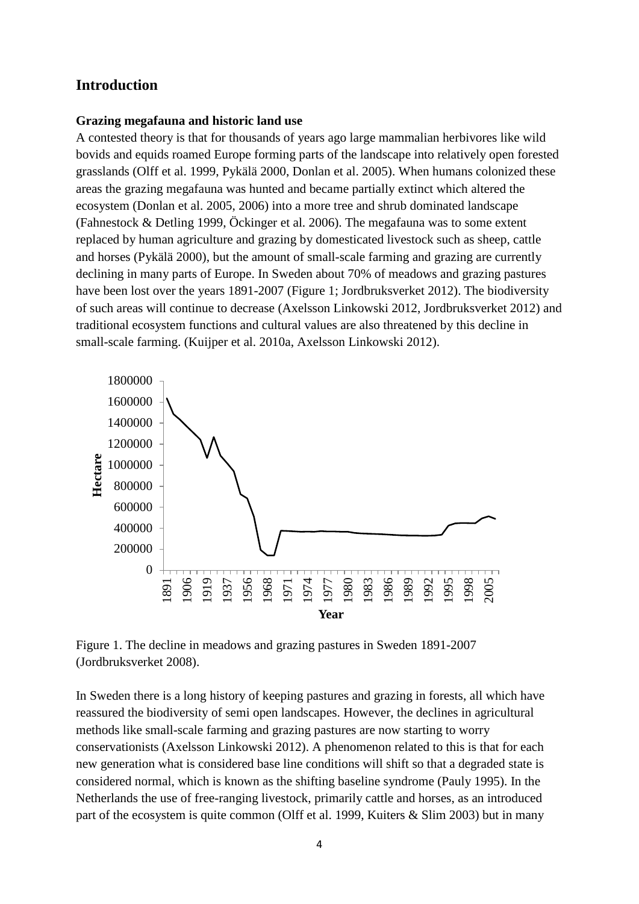## Introduction

### Grazing megafauna and historic land use

A contested theory is that for thousands of years ago large mammalian herbivores like wild bovids and equids roamed Europe forming parts of the landscape into relatively open forested grasslands (Olff et al. 1999, Pykälä 2000, Donlan et al. 2005). When humans colonized these areas the grazing megafauna was hunted and became partially extinct which altered the ecosystem (Donlan et al. 2005, 2006) into a more tree and shrub dominated landscape (Fahnestock & Detling 1999, Öckinger et al. 2006). The megafauna was to some extent replaced by human agriculture and grazing by domesticated livestock such as sheep, cattle and horses (Pykälä 2000), but the amount of small-scale farming and grazing are currently declining in many parts of Europe. In Sweden about 70% of meadows and grazing pastures have been lost over the years 1891-2007 (Figure 1; Jordbruksverket 2012). The biodiversity of such areas will continue to decrease (Axelsson Linkowski 2012, Jordbruksverket 2012) and traditional ecosystem functions and cultural values are also threatened by this decline in small-scale farming. (Kuijper et al. 2010a, Axelsson Linkowski 2012).

Figure 1. The decline in meadows and grazing pastures in Sweden 1891-2007 (Jordbruksverket 2008).

In Sweden there is a long history of keeping pastures and grazing in forests, all which have reassured the biodiversity of semi open landscapes. However, the declines in agricultural methods like small-scale farming and grazing pastures are now starting to worry conservationists (Axelsson Linkowski 2012). A phenomenon related to this is that for each new generation what is considered base line conditions will shift so that a degraded state is considered normal, which is known as the shifting baseline syndrome (Pauly 1995). In the Netherlands the use of free-ranging livestock, primarily cattle and horses, as an introduced part of the ecosystem is quite common (Olff et al. 1999, Kuiters & Slim 2003) but in many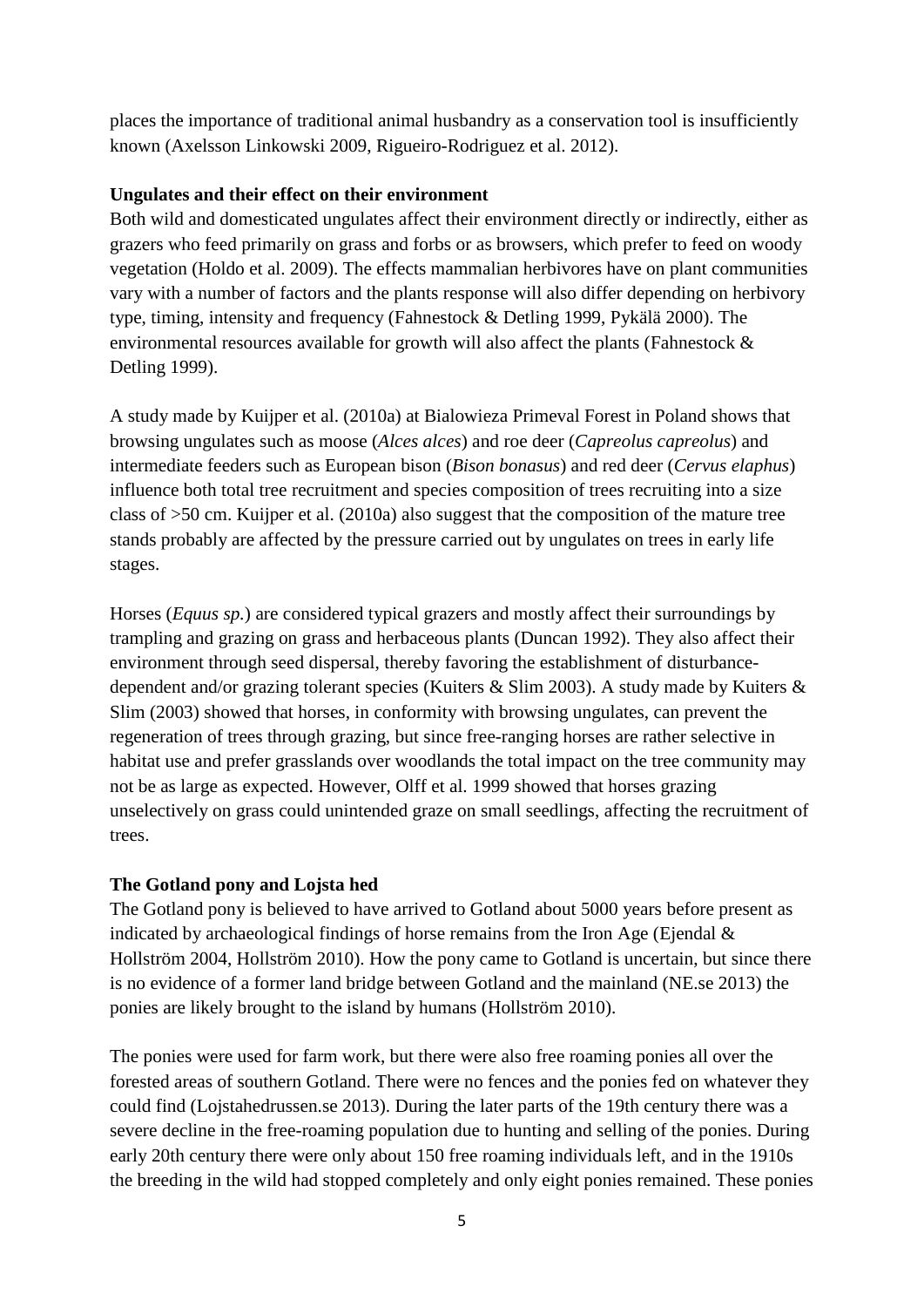places the importance of traditional animal husbandry as a conservation tool is insufficiently known (Axelsson Linkowski 2009, Rigueiro-Rodriguez et al. 2012).

**Ungulates and their effect on their environment**

Both wild and domesticated ungulates affect their environment directly or indirectly, either as grazers who feed primarily on grass and forbs or as browsers, which prefer to feed on woody vegetation (Holdo et al. 2009). The effects mammalian herbivores have on plant communities vary with a number of factors and the plants response will also differ depending on herbivory type, timing, intensity and frequency (Fahnestock & Detling 1999, Pykälä 2000). The environmental resources available for growth will also affect the plants (Fahnestock & Detling 1999).

A study made by Kuijper et al. (2010a) at Bialowieza Primeval Forest in Poland shows that browsing ungulates such as moose (*Alces alces*) and roe deer (*Capreolus capreolus*) and intermediate feeders such as European bison (*Bison bonasus*) and red deer (*Cervus elaphus*) influence both total tree recruitment and species composition of trees recruiting into a size class of >50 cm. Kuijper et al. (2010a) also suggest that the composition of the mature tree stands probably are affected by the pressure carried out by ungulates on trees in early life stages.

Horses (*Equus sp.*) are considered typical grazers and mostly affect their surroundings by trampling and grazing on grass and herbaceous plants (Duncan 1992). They also affect their environment through seed dispersal, thereby favoring the establishment of disturbance-dependent and/or grazing tolerant species (Kuiters & Slim 2003). A study made by Kuiters & Slim (2003) showed that horses, in conformity with browsing ungulates, can prevent the regeneration of trees through grazing, but since free-ranging horses are rather selective in habitat use and prefer grasslands over woodlands the total impact on the tree community may not be as large as expected. However, Olff et al. 1999 showed that horses grazing unselectively on grass could unintended graze on small seedlings, affecting the recruitment of trees.

**The Gotland pony and Lojsta hed**

The Gotland pony is believed to have arrived to Gotland about 5000 years before present as indicated by archaeological findings of horse remains from the Iron Age (Ejendal & Hollström 2004, Hollström 2010). How the pony came to Gotland is uncertain, but since there is no evidence of a former land bridge between Gotland and the mainland (NE.se 2013) the ponies are likely brought to the island by humans (Hollström 2010).

The ponies were used for farm work, but there were also free roaming ponies all over the forested areas of southern Gotland. There were no fences and the ponies fed on whatever they could find (Lojstahedrussen.se 2013). During the later parts of the 19th century there was a severe decline in the free-roaming population due to hunting and selling of the ponies. During early 20th century there were only about 150 free roaming individuals left, and in the 1910s the breeding in the wild had stopped completely and only eight ponies remained. These ponies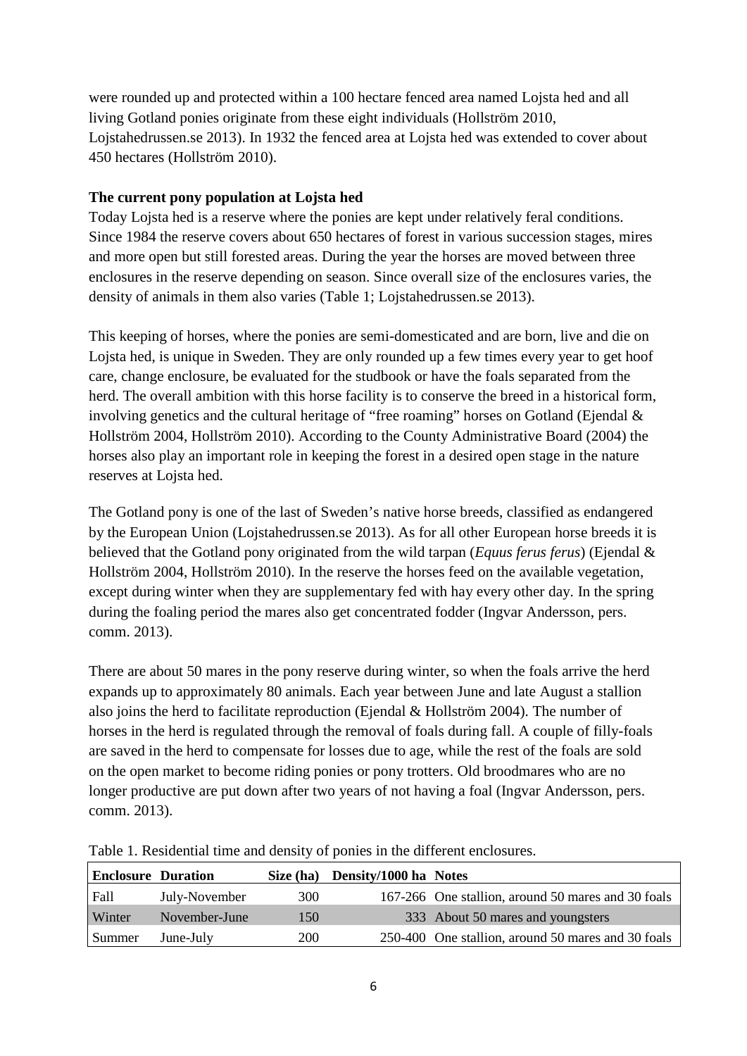were rounded up and protected within a 100 hectare fenced area named Lojsta hed and all living Gotland ponies originate from these eight individuals (Hollström 2010, Lojstahedrussen.se 2013). In 1932 the fenced area at Lojsta hed was extended to cover about 450 hectares (Hollström 2010).

**The current pony population at Lojsta hed**

Today Lojsta hed is a reserve where the ponies are kept under relatively feral conditions. Since 1984 the reserve covers about 650 hectares of forest in various succession stages, mires and more open but still forested areas. During the year the horses are moved between three enclosures in the reserve depending on season. Since overall size of the enclosures varies, the density of animals in them also varies (Table 1; Lojstahedrussen.se 2013).

This keeping of horses, where the ponies are semi-domesticated and are born, live and die on Lojsta hed, is unique in Sweden. They are only rounded up a few times every year to get hoof care, change enclosure, be evaluated for the studbook or have the foals separated from the herd. The overall ambition with this horse facility is to conserve the breed in a historical form, involving genetics and the cultural heritage of "free roaming" horses on Gotland (Ejendal & Hollström 2004, Hollström 2010). According to the County Administrative Board (2004) the horses also play an important role in keeping the forest in a desired open stage in the nature reserves at Lojsta hed.

The Gotland pony is one of the last of Sweden's native horse breeds, classified as endangered by the European Union (Lojstahedrussen.se 2013). As for all other European horse breeds it is believed that the Gotland pony originated from the wild tarpan (*Equus ferus ferus*) (Ejendal & Hollström 2004, Hollström 2010). In the reserve the horses feed on the available vegetation, except during winter when they are supplementary fed with hay every other day. In the spring during the foaling period the mares also get concentrated fodder (Ingvar Andersson, pers. comm. 2013).

There are about 50 mares in the pony reserve during winter, so when the foals arrive the herd expands up to approximately 80 animals. Each year between June and late August a stallion also joins the herd to facilitate reproduction (Ejendal & Hollström 2004). The number of horses in the herd is regulated through the removal of foals during fall. A couple of filly-foals are saved in the herd to compensate for losses due to age, while the rest of the foals are sold on the open market to become riding ponies or pony trotters. Old broodmares who are no longer productive are put down after two years of not having a foal (Ingvar Andersson, pers. comm. 2013).

Table 1. Residential time and density of ponies in the different enclosures.

| Enclosure | Duration | Size (ha) | Density/1000 ha | Notes |
|---|---|---|---|---|
| Fall | July-November | 300 | 167-266 | One stallion, around 50 mares and 30 foals |
| Winter | November-June | 150 | 333 | About 50 mares and youngsters |
| Summer | June-July | 200 | 250-400 | One stallion, around 50 mares and 30 foals |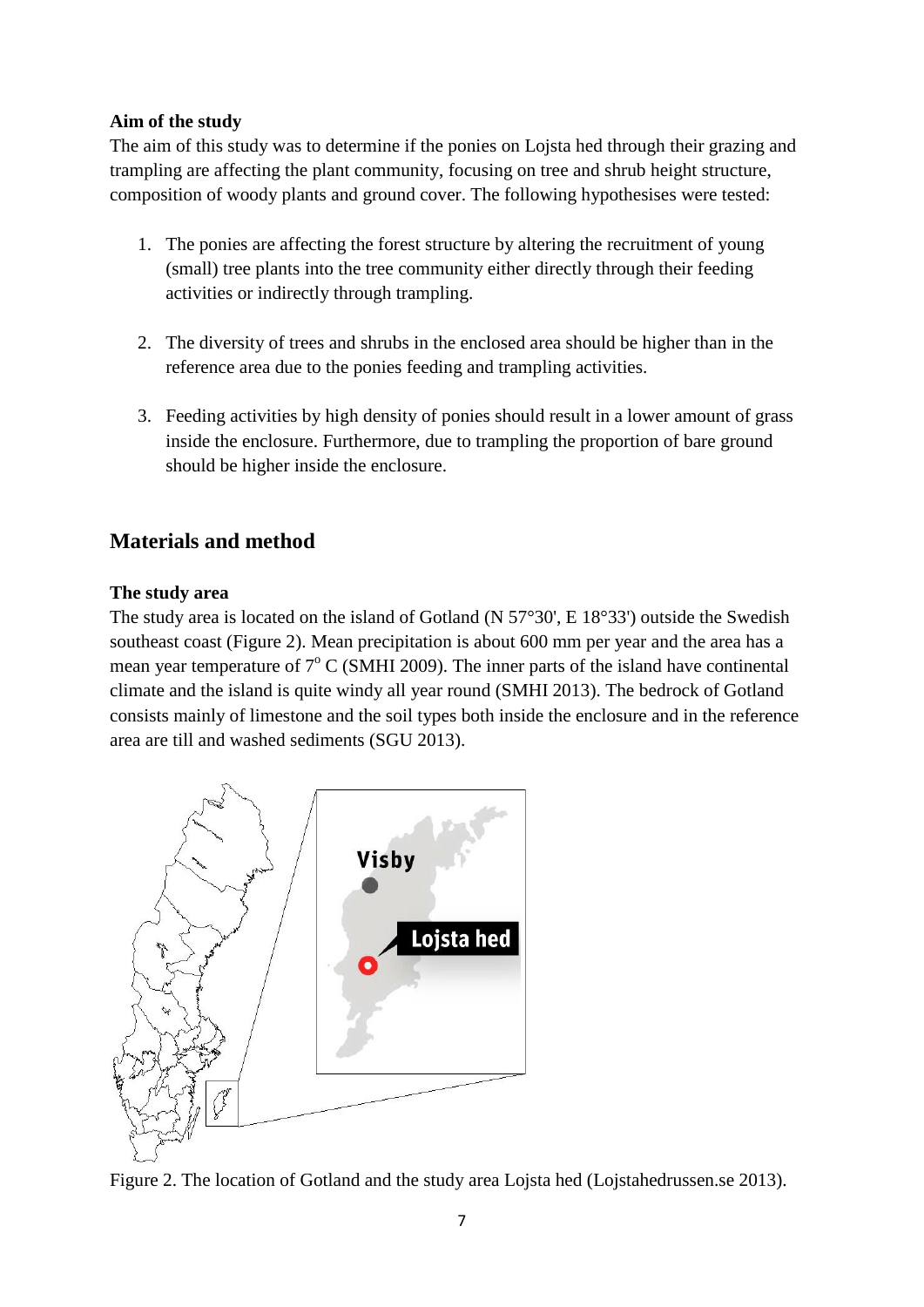**Aim of the study**

The aim of this study was to determine if the ponies on Lojsta hed through their grazing and trampling are affecting the plant community, focusing on tree and shrub height structure, composition of woody plants and ground cover. The following hypothesises were tested:

1. The ponies are affecting the forest structure by altering the recruitment of young (small) tree plants into the tree community either directly through their feeding activities or indirectly through trampling.

2. The diversity of trees and shrubs in the enclosed area should be higher than in the reference area due to the ponies feeding and trampling activities.

3. Feeding activities by high density of ponies should result in a lower amount of grass inside the enclosure. Furthermore, due to trampling the proportion of bare ground should be higher inside the enclosure.

## Materials and method

**The study area**

The study area is located on the island of Gotland (N 57°30', E 18°33') outside the Swedish southeast coast (Figure 2). Mean precipitation is about 600 mm per year and the area has a mean year temperature of $7^{o}$ C (SMHI 2009). The inner parts of the island have continental climate and the island is quite windy all year round (SMHI 2013). The bedrock of Gotland consists mainly of limestone and the soil types both inside the enclosure and in the reference area are till and washed sediments (SGU 2013).

Figure 2. The location of Gotland and the study area Lojsta hed (Lojstahedrussen.se 2013).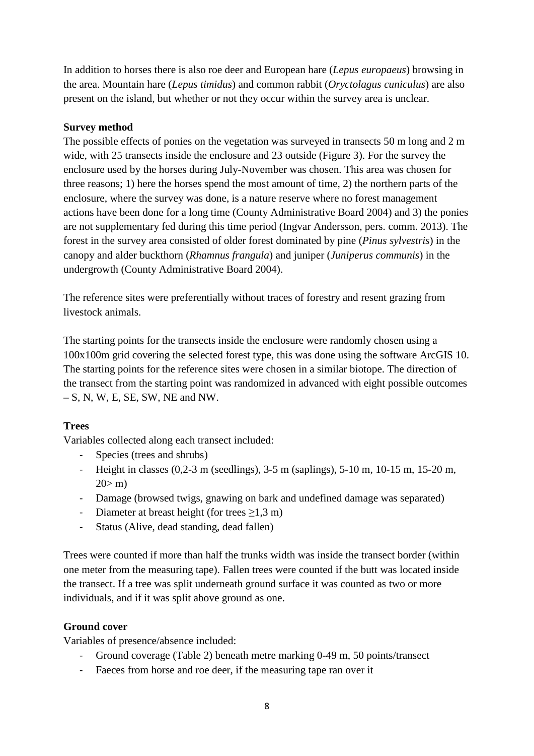In addition to horses there is also roe deer and European hare (*Lepus europaeus*) browsing in the area. Mountain hare (*Lepus timidus*) and common rabbit (*Oryctolagus cuniculus*) are also present on the island, but whether or not they occur within the survey area is unclear.

**Survey method**

The possible effects of ponies on the vegetation was surveyed in transects 50 m long and 2 m wide, with 25 transects inside the enclosure and 23 outside (Figure 3). For the survey the enclosure used by the horses during July-November was chosen. This area was chosen for three reasons; 1) here the horses spend the most amount of time, 2) the northern parts of the enclosure, where the survey was done, is a nature reserve where no forest management actions have been done for a long time (County Administrative Board 2004) and 3) the ponies are not supplementary fed during this time period (Ingvar Andersson, pers. comm. 2013). The forest in the survey area consisted of older forest dominated by pine (*Pinus sylvestris*) in the canopy and alder buckthorn (*Rhamnus frangula*) and juniper (*Juniperus communis*) in the undergrowth (County Administrative Board 2004).

The reference sites were preferentially without traces of forestry and resent grazing from livestock animals.

The starting points for the transects inside the enclosure were randomly chosen using a 100x100m grid covering the selected forest type, this was done using the software ArcGIS 10. The starting points for the reference sites were chosen in a similar biotope. The direction of the transect from the starting point was randomized in advanced with eight possible outcomes – S, N, W, E, SE, SW, NE and NW.

**Trees**

Variables collected along each transect included:

- Species (trees and shrubs)
- Height in classes (0,2-3 m (seedlings), 3-5 m (saplings), 5-10 m, 10-15 m, 15-20 m, 20> m)
- Damage (browsed twigs, gnawing on bark and undefined damage was separated)
- Diameter at breast height (for trees ≥1,3 m)
- Status (Alive, dead standing, dead fallen)

Trees were counted if more than half the trunks width was inside the transect border (within one meter from the measuring tape). Fallen trees were counted if the butt was located inside the transect. If a tree was split underneath ground surface it was counted as two or more individuals, and if it was split above ground as one.

**Ground cover**

Variables of presence/absence included:

- Ground coverage (Table 2) beneath metre marking 0-49 m, 50 points/transect
- Faeces from horse and roe deer, if the measuring tape ran over it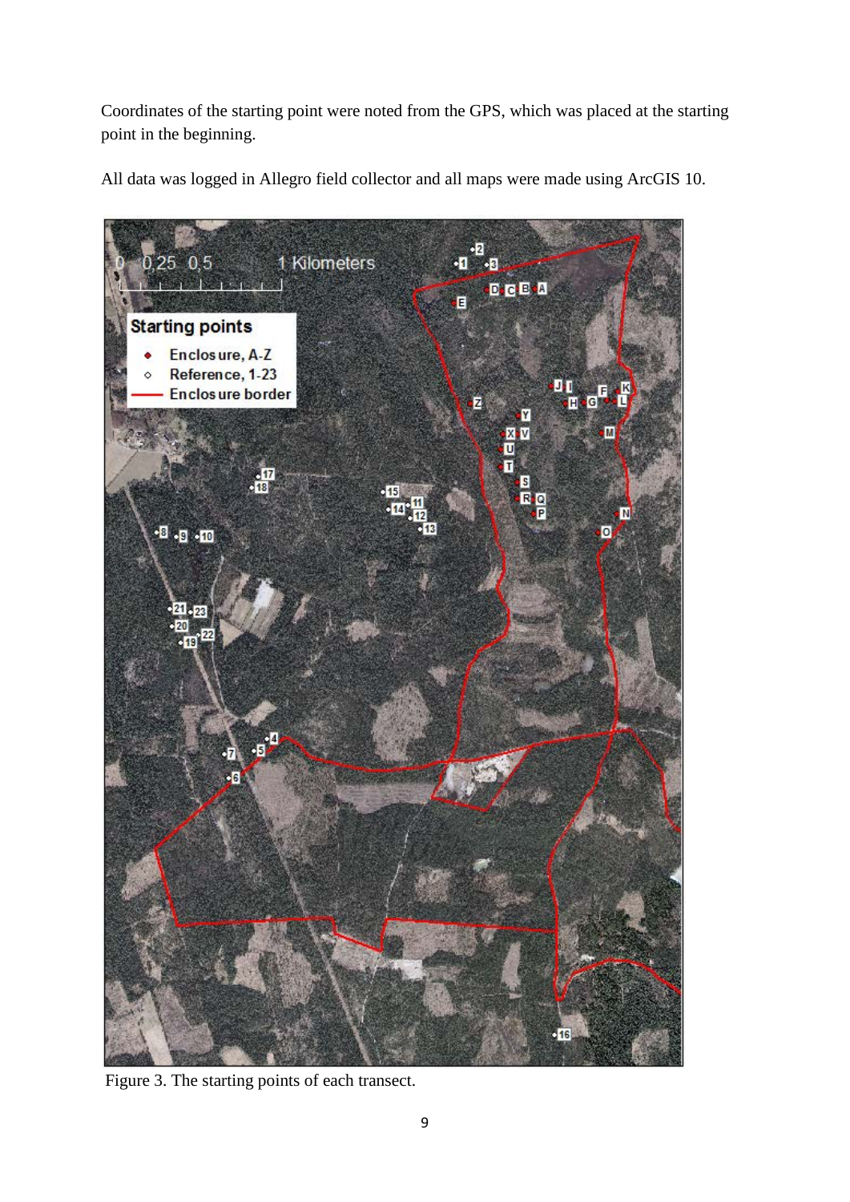Coordinates of the starting point were noted from the GPS, which was placed at the starting point in the beginning.

All data was logged in Allegro field collector and all maps were made using ArcGIS 10.

Figure 3. The starting points of each transect.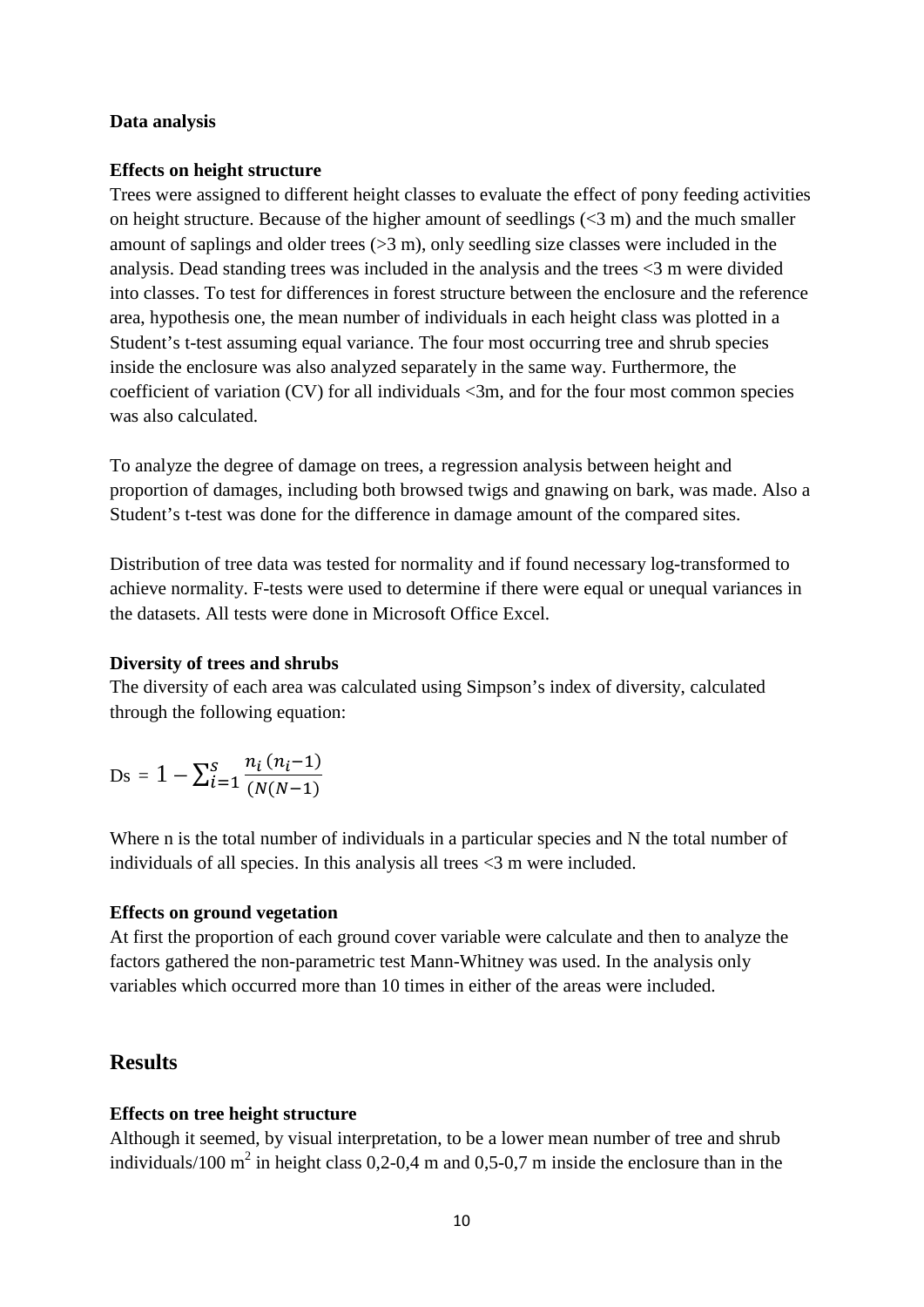**Data analysis**

**Effects on height structure**

Trees were assigned to different height classes to evaluate the effect of pony feeding activities on height structure. Because of the higher amount of seedlings (<3 m) and the much smaller amount of saplings and older trees (>3 m), only seedling size classes were included in the analysis. Dead standing trees was included in the analysis and the trees <3 m were divided into classes. To test for differences in forest structure between the enclosure and the reference area, hypothesis one, the mean number of individuals in each height class was plotted in a Student's t-test assuming equal variance. The four most occurring tree and shrub species inside the enclosure was also analyzed separately in the same way. Furthermore, the coefficient of variation (CV) for all individuals <3m, and for the four most common species was also calculated.

To analyze the degree of damage on trees, a regression analysis between height and proportion of damages, including both browsed twigs and gnawing on bark, was made. Also a Student's t-test was done for the difference in damage amount of the compared sites.

Distribution of tree data was tested for normality and if found necessary log-transformed to achieve normality. F-tests were used to determine if there were equal or unequal variances in the datasets. All tests were done in Microsoft Office Excel.

**Diversity of trees and shrubs**

The diversity of each area was calculated using Simpson's index of diversity, calculated through the following equation:

$$D_s = 1 - \sum_{i=1}^{S} \frac{n_i\,(n_i - 1)}{(N(N-1)}$$

Where n is the total number of individuals in a particular species and N the total number of individuals of all species. In this analysis all trees <3 m were included.

**Effects on ground vegetation**

At first the proportion of each ground cover variable were calculate and then to analyze the factors gathered the non-parametric test Mann-Whitney was used. In the analysis only variables which occurred more than 10 times in either of the areas were included.

## Results

**Effects on tree height structure**

Although it seemed, by visual interpretation, to be a lower mean number of tree and shrub individuals/100 $m^2$ in height class 0,2-0,4 m and 0,5-0,7 m inside the enclosure than in the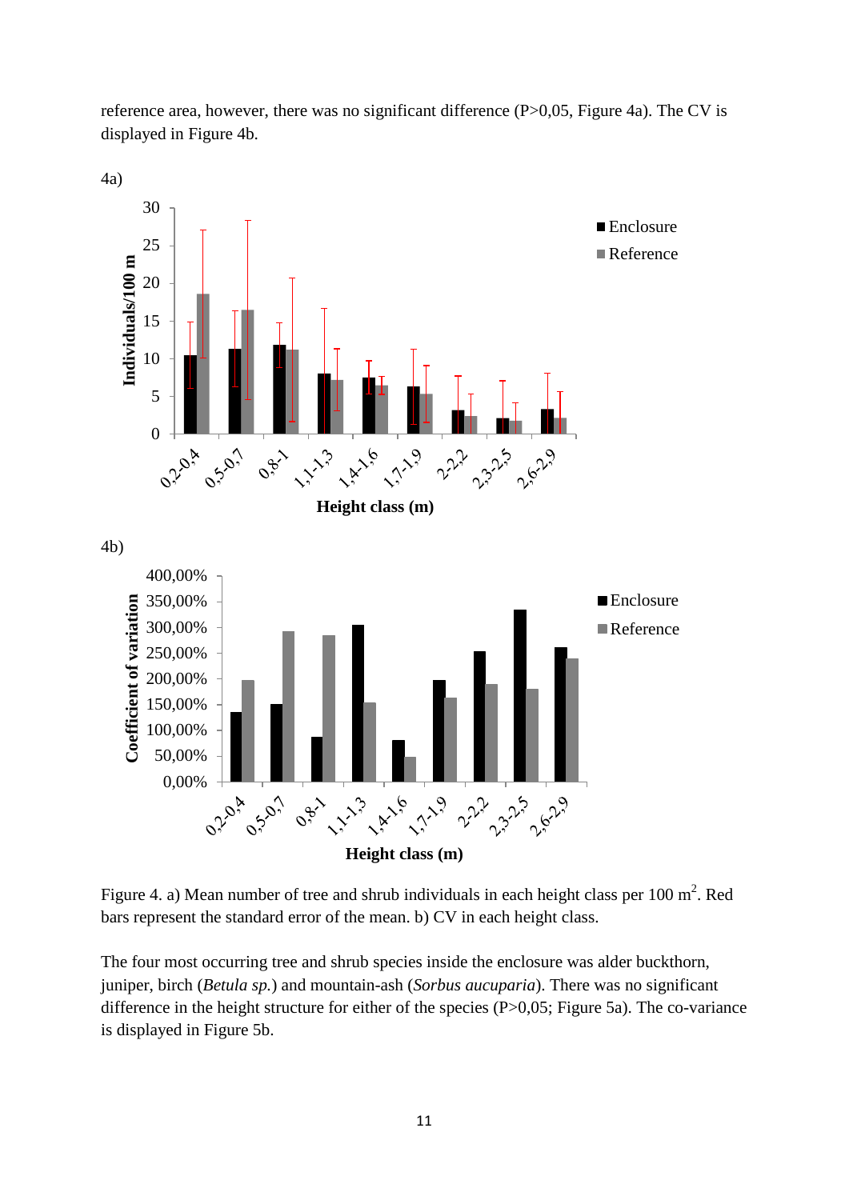reference area, however, there was no significant difference (P>0,05, Figure 4a). The CV is displayed in Figure 4b.

4a)

4b)

Figure 4. a) Mean number of tree and shrub individuals in each height class per 100 m$^2$. Red bars represent the standard error of the mean. b) CV in each height class.

The four most occurring tree and shrub species inside the enclosure was alder buckthorn, juniper, birch (*Betula sp.*) and mountain-ash (*Sorbus aucuparia*). There was no significant difference in the height structure for either of the species (P>0,05; Figure 5a). The co-variance is displayed in Figure 5b.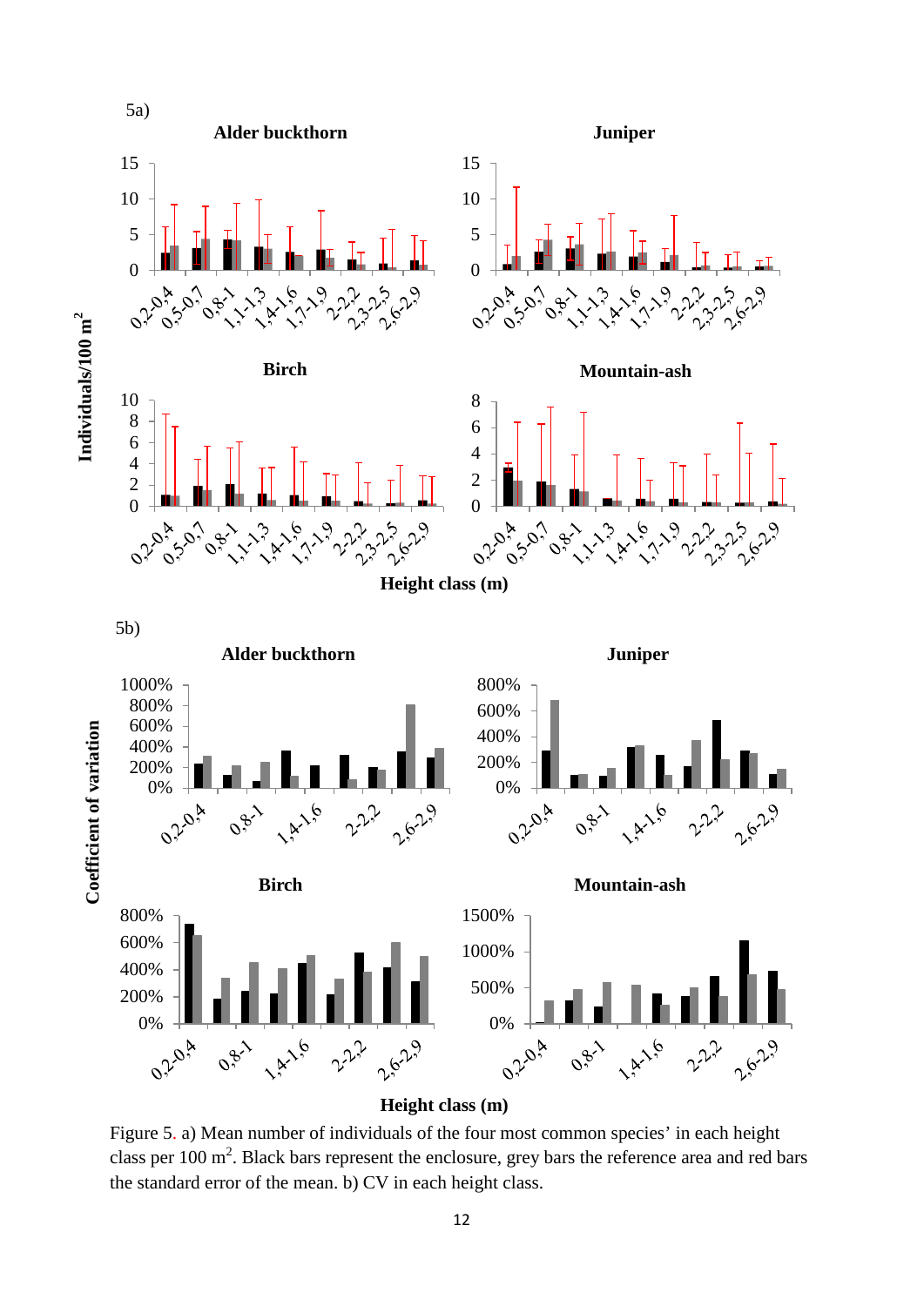Figure 5. a) Mean number of individuals of the four most common species' in each height class per 100 m$^2$. Black bars represent the enclosure, grey bars the reference area and red bars the standard error of the mean. b) CV in each height class.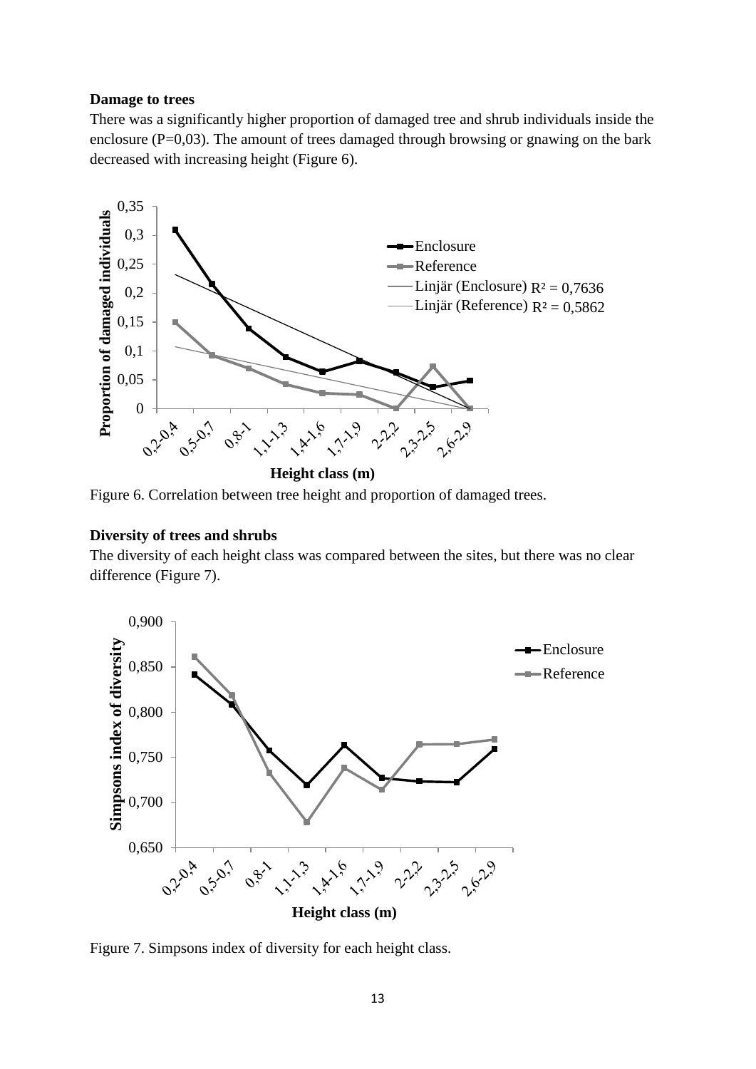**Damage to trees**

There was a significantly higher proportion of damaged tree and shrub individuals inside the enclosure (P=0,03). The amount of trees damaged through browsing or gnawing on the bark decreased with increasing height (Figure 6).

Figure 6. Correlation between tree height and proportion of damaged trees.

**Diversity of trees and shrubs**

The diversity of each height class was compared between the sites, but there was no clear difference (Figure 7).

Figure 7. Simpsons index of diversity for each height class.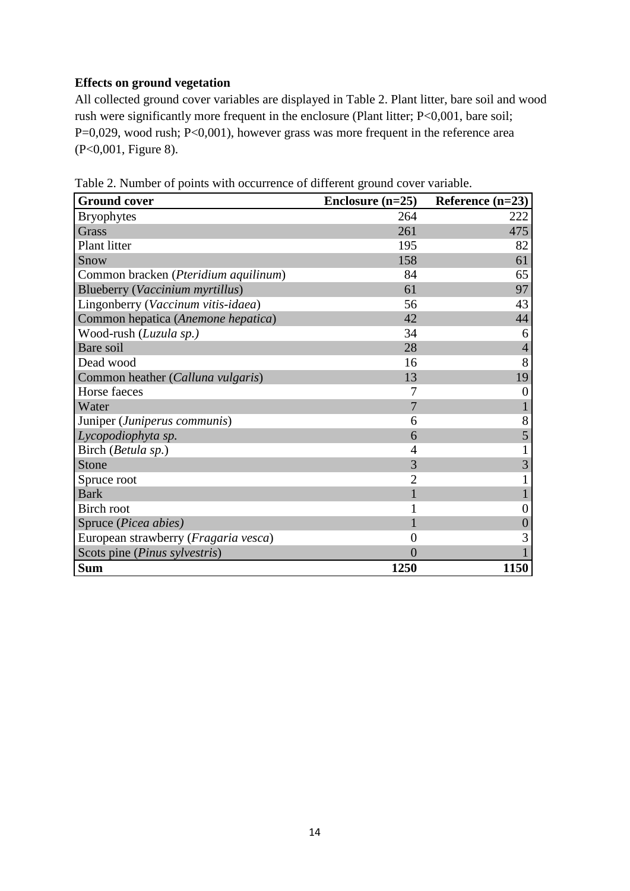**Effects on ground vegetation**

All collected ground cover variables are displayed in Table 2. Plant litter, bare soil and wood rush were significantly more frequent in the enclosure (Plant litter; P<0,001, bare soil; P=0,029, wood rush; P<0,001), however grass was more frequent in the reference area (P<0,001, Figure 8).

Table 2. Number of points with occurrence of different ground cover variable.

| Ground cover | Enclosure (n=25) | Reference (n=23) |
|---|---|---|
| Bryophytes | 264 | 222 |
| Grass | 261 | 475 |
| Plant litter | 195 | 82 |
| Snow | 158 | 61 |
| Common bracken (*Pteridium aquilinum*) | 84 | 65 |
| Blueberry (*Vaccinium myrtillus*) | 61 | 97 |
| Lingonberry (*Vaccinium vitis-idaea*) | 56 | 43 |
| Common hepatica (*Anemone hepatica*) | 42 | 44 |
| Wood-rush (*Luzula sp.)* | 34 | 6 |
| Bare soil | 28 | 4 |
| Dead wood | 16 | 8 |
| Common heather (*Calluna vulgaris*) | 13 | 19 |
| Horse faeces | 7 | 0 |
| Water | 7 | 1 |
| Juniper (*Juniperus communis*) | 6 | 8 |
| *Lycopodiophyta sp.* | 6 | 5 |
| Birch (*Betula sp.*) | 4 | 1 |
| Stone | 3 | 3 |
| Spruce root | 2 | 1 |
| Bark | 1 | 1 |
| Birch root | 1 | 0 |
| Spruce (*Picea abies)* | 1 | 0 |
| European strawberry (*Fragaria vesca*) | 0 | 3 |
| Scots pine (*Pinus sylvestris*) | 0 | 1 |
| **Sum** | **1250** | **1150** |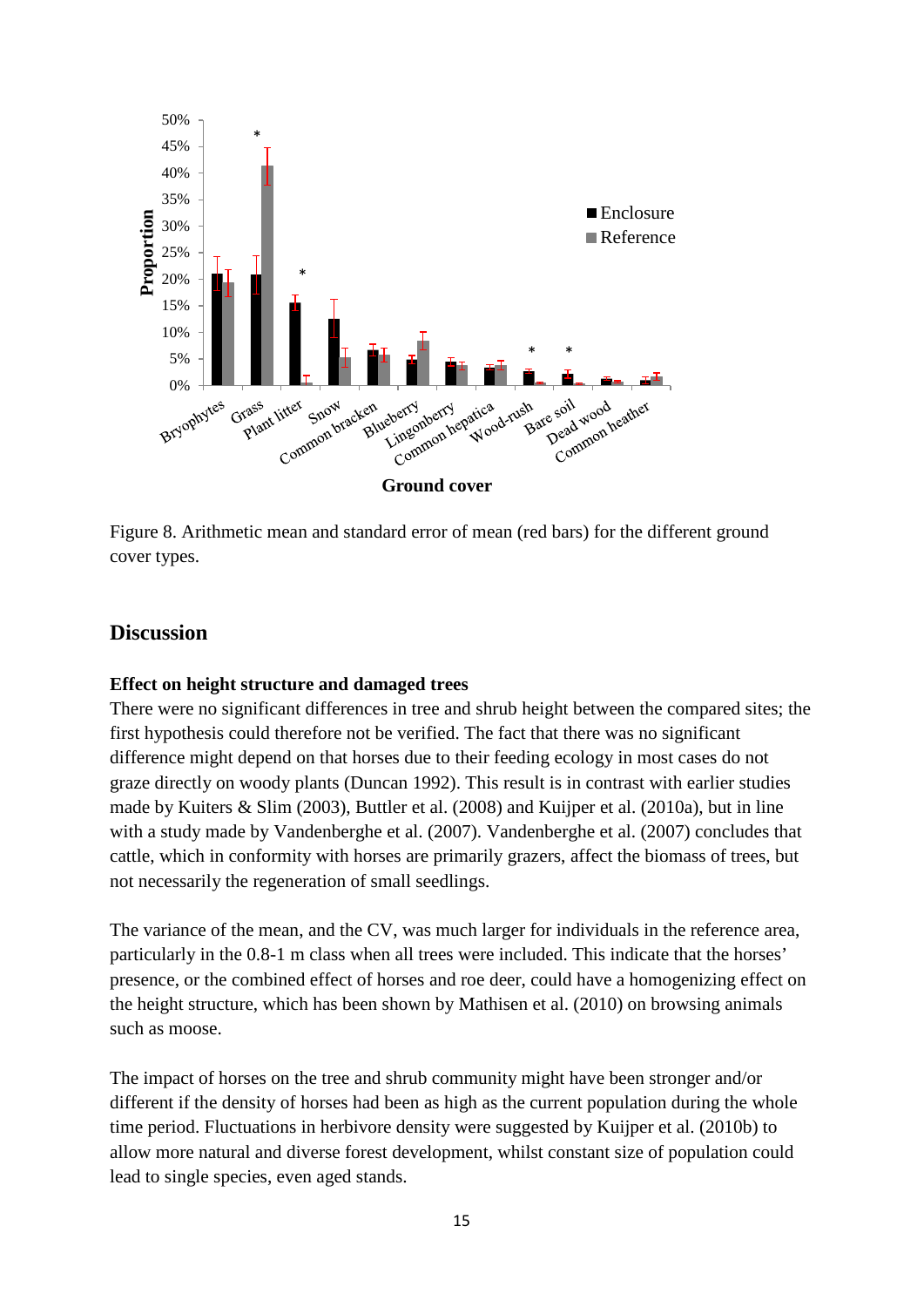Figure 8. Arithmetic mean and standard error of mean (red bars) for the different ground cover types.

## Discussion

### Effect on height structure and damaged trees

There were no significant differences in tree and shrub height between the compared sites; the first hypothesis could therefore not be verified. The fact that there was no significant difference might depend on that horses due to their feeding ecology in most cases do not graze directly on woody plants (Duncan 1992). This result is in contrast with earlier studies made by Kuiters & Slim (2003), Buttler et al. (2008) and Kuijper et al. (2010a), but in line with a study made by Vandenberghe et al. (2007). Vandenberghe et al. (2007) concludes that cattle, which in conformity with horses are primarily grazers, affect the biomass of trees, but not necessarily the regeneration of small seedlings.

The variance of the mean, and the CV, was much larger for individuals in the reference area, particularly in the 0.8-1 m class when all trees were included. This indicate that the horses' presence, or the combined effect of horses and roe deer, could have a homogenizing effect on the height structure, which has been shown by Mathisen et al. (2010) on browsing animals such as moose.

The impact of horses on the tree and shrub community might have been stronger and/or different if the density of horses had been as high as the current population during the whole time period. Fluctuations in herbivore density were suggested by Kuijper et al. (2010b) to allow more natural and diverse forest development, whilst constant size of population could lead to single species, even aged stands.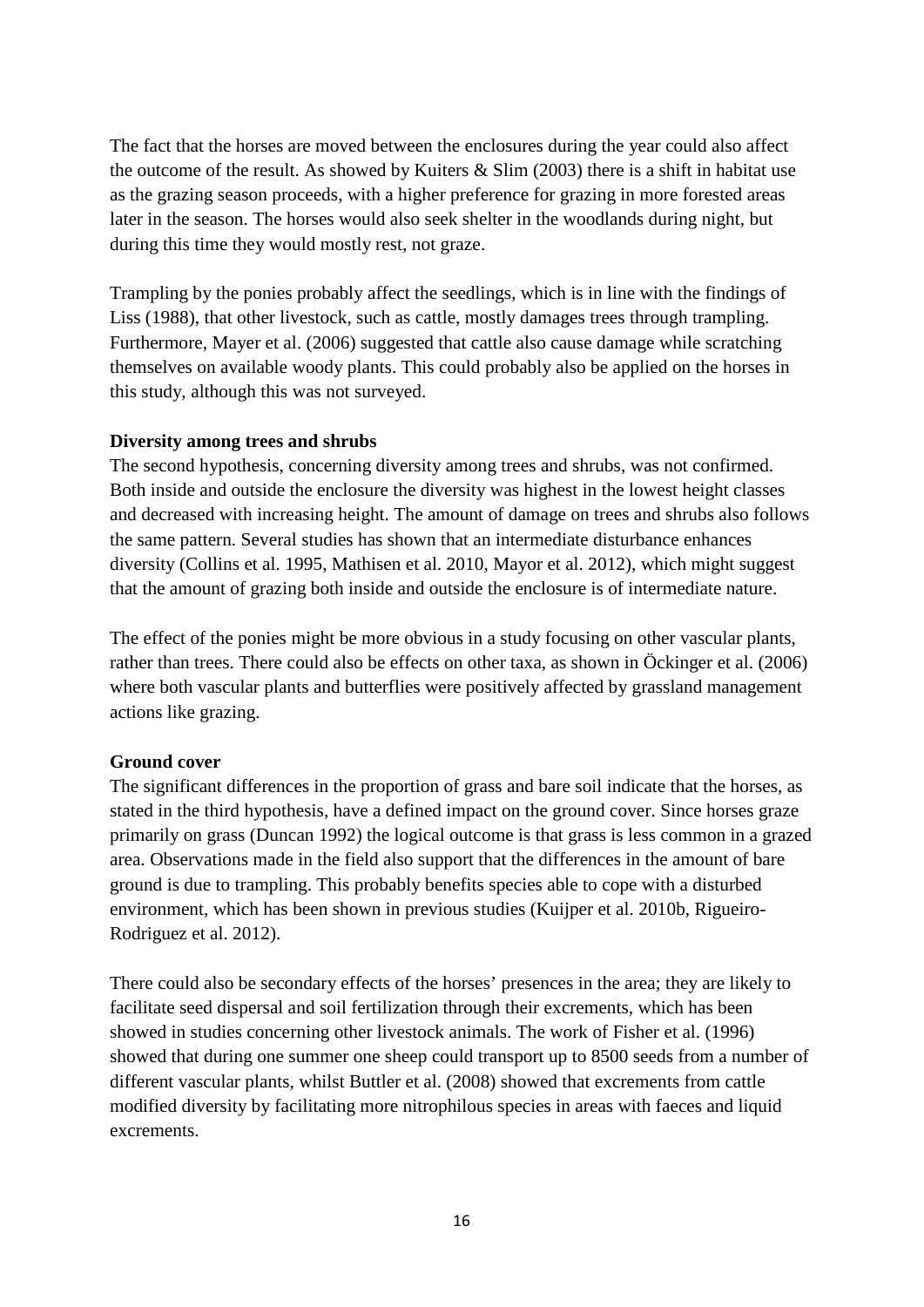The fact that the horses are moved between the enclosures during the year could also affect the outcome of the result. As showed by Kuiters & Slim (2003) there is a shift in habitat use as the grazing season proceeds, with a higher preference for grazing in more forested areas later in the season. The horses would also seek shelter in the woodlands during night, but during this time they would mostly rest, not graze.

Trampling by the ponies probably affect the seedlings, which is in line with the findings of Liss (1988), that other livestock, such as cattle, mostly damages trees through trampling. Furthermore, Mayer et al. (2006) suggested that cattle also cause damage while scratching themselves on available woody plants. This could probably also be applied on the horses in this study, although this was not surveyed.

**Diversity among trees and shrubs**

The second hypothesis, concerning diversity among trees and shrubs, was not confirmed. Both inside and outside the enclosure the diversity was highest in the lowest height classes and decreased with increasing height. The amount of damage on trees and shrubs also follows the same pattern. Several studies has shown that an intermediate disturbance enhances diversity (Collins et al. 1995, Mathisen et al. 2010, Mayor et al. 2012), which might suggest that the amount of grazing both inside and outside the enclosure is of intermediate nature.

The effect of the ponies might be more obvious in a study focusing on other vascular plants, rather than trees. There could also be effects on other taxa, as shown in Öckinger et al. (2006) where both vascular plants and butterflies were positively affected by grassland management actions like grazing.

**Ground cover**

The significant differences in the proportion of grass and bare soil indicate that the horses, as stated in the third hypothesis, have a defined impact on the ground cover. Since horses graze primarily on grass (Duncan 1992) the logical outcome is that grass is less common in a grazed area. Observations made in the field also support that the differences in the amount of bare ground is due to trampling. This probably benefits species able to cope with a disturbed environment, which has been shown in previous studies (Kuijper et al. 2010b, Rigueiro-Rodriguez et al. 2012).

There could also be secondary effects of the horses' presences in the area; they are likely to facilitate seed dispersal and soil fertilization through their excrements, which has been showed in studies concerning other livestock animals. The work of Fisher et al. (1996) showed that during one summer one sheep could transport up to 8500 seeds from a number of different vascular plants, whilst Buttler et al. (2008) showed that excrements from cattle modified diversity by facilitating more nitrophilous species in areas with faeces and liquid excrements.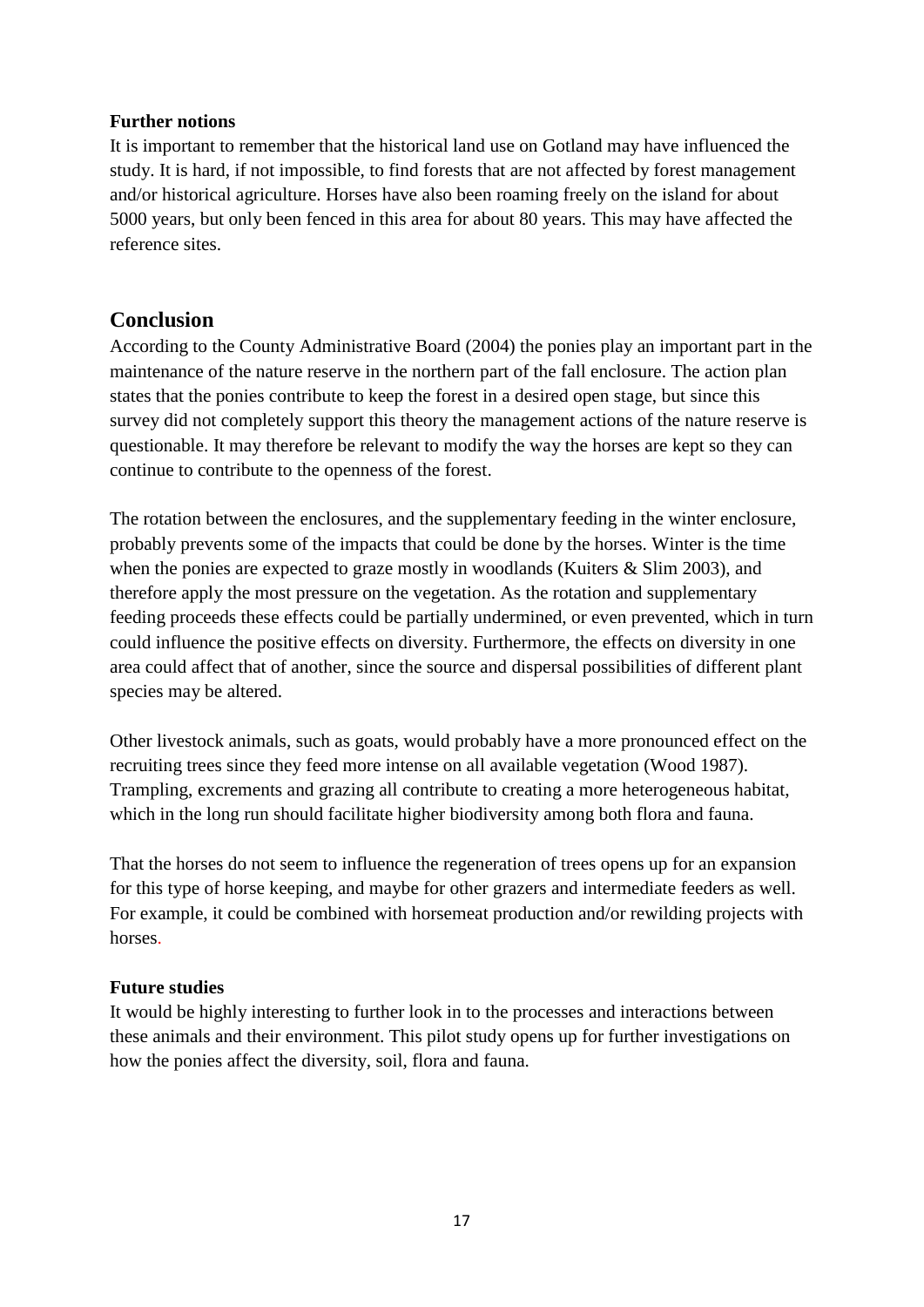**Further notions**

It is important to remember that the historical land use on Gotland may have influenced the study. It is hard, if not impossible, to find forests that are not affected by forest management and/or historical agriculture. Horses have also been roaming freely on the island for about 5000 years, but only been fenced in this area for about 80 years. This may have affected the reference sites.

## Conclusion

According to the County Administrative Board (2004) the ponies play an important part in the maintenance of the nature reserve in the northern part of the fall enclosure. The action plan states that the ponies contribute to keep the forest in a desired open stage, but since this survey did not completely support this theory the management actions of the nature reserve is questionable. It may therefore be relevant to modify the way the horses are kept so they can continue to contribute to the openness of the forest.

The rotation between the enclosures, and the supplementary feeding in the winter enclosure, probably prevents some of the impacts that could be done by the horses. Winter is the time when the ponies are expected to graze mostly in woodlands (Kuiters & Slim 2003), and therefore apply the most pressure on the vegetation. As the rotation and supplementary feeding proceeds these effects could be partially undermined, or even prevented, which in turn could influence the positive effects on diversity. Furthermore, the effects on diversity in one area could affect that of another, since the source and dispersal possibilities of different plant species may be altered.

Other livestock animals, such as goats, would probably have a more pronounced effect on the recruiting trees since they feed more intense on all available vegetation (Wood 1987). Trampling, excrements and grazing all contribute to creating a more heterogeneous habitat, which in the long run should facilitate higher biodiversity among both flora and fauna.

That the horses do not seem to influence the regeneration of trees opens up for an expansion for this type of horse keeping, and maybe for other grazers and intermediate feeders as well. For example, it could be combined with horsemeat production and/or rewilding projects with horses.

**Future studies**

It would be highly interesting to further look in to the processes and interactions between these animals and their environment. This pilot study opens up for further investigations on how the ponies affect the diversity, soil, flora and fauna.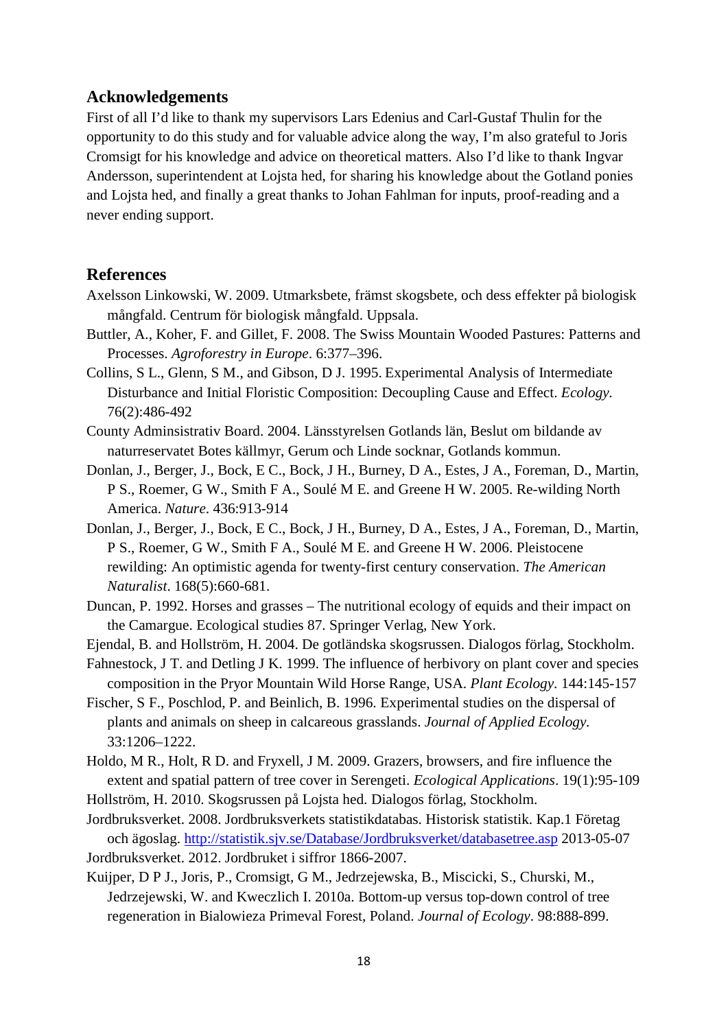## Acknowledgements

First of all I'd like to thank my supervisors Lars Edenius and Carl-Gustaf Thulin for the opportunity to do this study and for valuable advice along the way, I'm also grateful to Joris Cromsigt for his knowledge and advice on theoretical matters. Also I'd like to thank Ingvar Andersson, superintendent at Lojsta hed, for sharing his knowledge about the Gotland ponies and Lojsta hed, and finally a great thanks to Johan Fahlman for inputs, proof-reading and a never ending support.

## References

Axelsson Linkowski, W. 2009. Utmarksbete, främst skogsbete, och dess effekter på biologisk mångfald. Centrum för biologisk mångfald. Uppsala.

Buttler, A., Koher, F. and Gillet, F. 2008. The Swiss Mountain Wooded Pastures: Patterns and Processes. *Agroforestry in Europe*. 6:377–396.

Collins, S L., Glenn, S M., and Gibson, D J. 1995. Experimental Analysis of Intermediate Disturbance and Initial Floristic Composition: Decoupling Cause and Effect. *Ecology.* 76(2):486-492

County Adminsistrativ Board. 2004. Länsstyrelsen Gotlands län, Beslut om bildande av naturreservatet Botes källmyr, Gerum och Linde socknar, Gotlands kommun.

Donlan, J., Berger, J., Bock, E C., Bock, J H., Burney, D A., Estes, J A., Foreman, D., Martin, P S., Roemer, G W., Smith F A., Soulé M E. and Greene H W. 2005. Re-wilding North America. *Nature*. 436:913-914

Donlan, J., Berger, J., Bock, E C., Bock, J H., Burney, D A., Estes, J A., Foreman, D., Martin, P S., Roemer, G W., Smith F A., Soulé M E. and Greene H W. 2006. Pleistocene rewilding: An optimistic agenda for twenty-first century conservation. *The American Naturalist*. 168(5):660-681.

Duncan, P. 1992. Horses and grasses – The nutritional ecology of equids and their impact on the Camargue. Ecological studies 87. Springer Verlag, New York.

Ejendal, B. and Hollström, H. 2004. De gotländska skogsrussen. Dialogos förlag, Stockholm.

Fahnestock, J T. and Detling J K. 1999. The influence of herbivory on plant cover and species composition in the Pryor Mountain Wild Horse Range, USA. *Plant Ecology*. 144:145-157

Fischer, S F., Poschlod, P. and Beinlich, B. 1996. Experimental studies on the dispersal of plants and animals on sheep in calcareous grasslands. *Journal of Applied Ecology.* 33:1206–1222.

Holdo, M R., Holt, R D. and Fryxell, J M. 2009. Grazers, browsers, and fire influence the extent and spatial pattern of tree cover in Serengeti. *Ecological Applications*. 19(1):95-109

Hollström, H. 2010. Skogsrussen på Lojsta hed. Dialogos förlag, Stockholm.

Jordbruksverket. 2008. Jordbruksverkets statistikdatabas. Historisk statistik. Kap.1 Företag och ägoslag. http://statistik.sjv.se/Database/Jordbruksverket/databasetree.asp 2013-05-07

Jordbruksverket. 2012. Jordbruket i siffror 1866-2007.

Kuijper, D P J., Joris, P., Cromsigt, G M., Jedrzejewska, B., Miscicki, S., Churski, M., Jedrzejewski, W. and Kweczlich I. 2010a. Bottom-up versus top-down control of tree regeneration in Bialowieza Primeval Forest, Poland. *Journal of Ecology*. 98:888-899.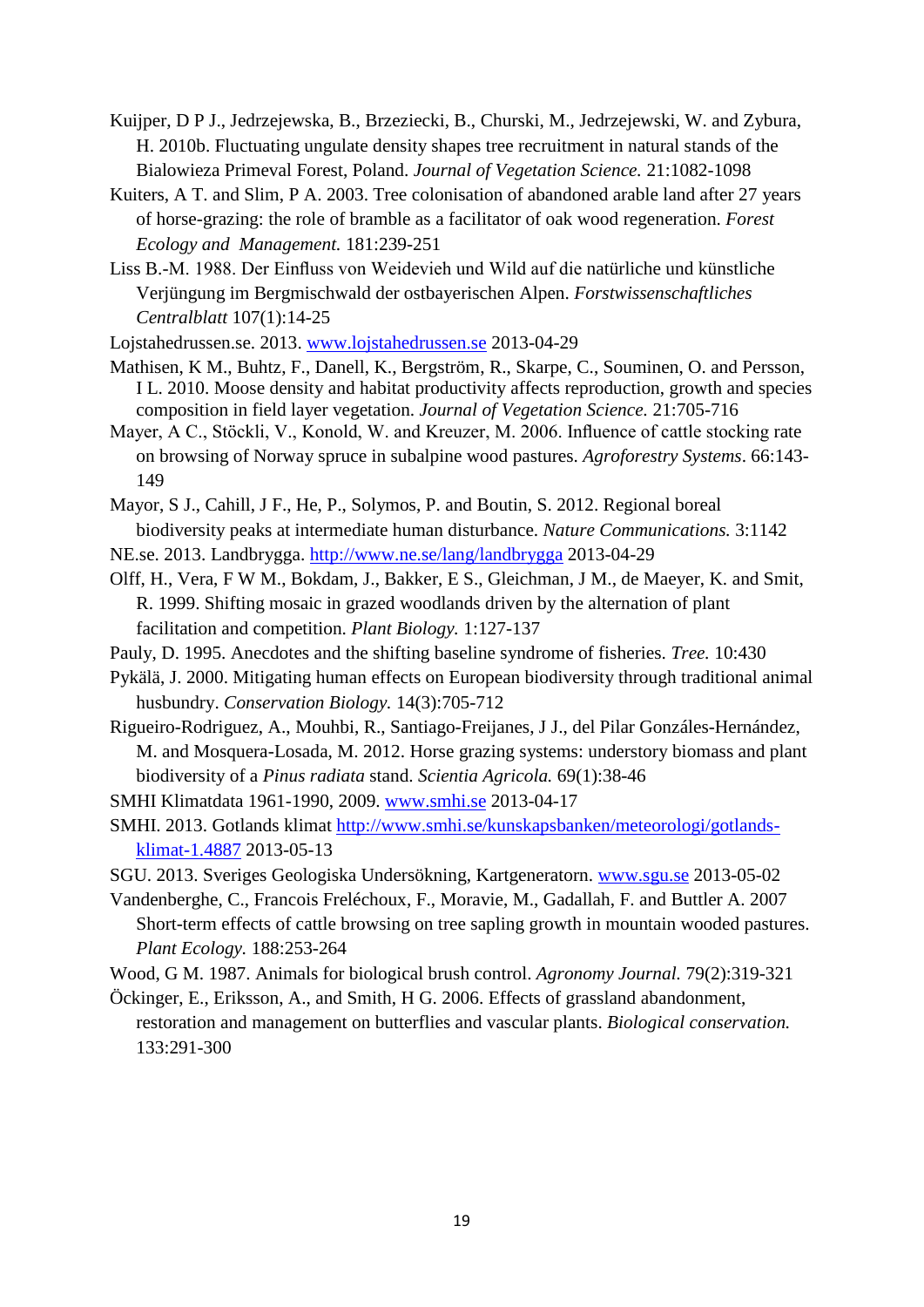Kuijper, D P J., Jedrzejewska, B., Brzeziecki, B., Churski, M., Jedrzejewski, W. and Zybura, H. 2010b. Fluctuating ungulate density shapes tree recruitment in natural stands of the Bialowieza Primeval Forest, Poland. *Journal of Vegetation Science.* 21:1082-1098

Kuiters, A T. and Slim, P A. 2003. Tree colonisation of abandoned arable land after 27 years of horse-grazing: the role of bramble as a facilitator of oak wood regeneration. *Forest Ecology and Management.* 181:239-251

Liss B.-M. 1988. Der Einfluss von Weidevieh und Wild auf die natürliche und künstliche Verjüngung im Bergmischwald der ostbayerischen Alpen. *Forstwissenschaftliches Centralblatt* 107(1):14-25

Lojstahedrussen.se. 2013. [www.lojstahedrussen.se](http://www.lojstahedrussen.se) 2013-04-29

Mathisen, K M., Buhtz, F., Danell, K., Bergström, R., Skarpe, C., Souminen, O. and Persson, I L. 2010. Moose density and habitat productivity affects reproduction, growth and species composition in field layer vegetation. *Journal of Vegetation Science.* 21:705-716

Mayer, A C., Stöckli, V., Konold, W. and Kreuzer, M. 2006. Influence of cattle stocking rate on browsing of Norway spruce in subalpine wood pastures. *Agroforestry Systems*. 66:143-149

Mayor, S J., Cahill, J F., He, P., Solymos, P. and Boutin, S. 2012. Regional boreal biodiversity peaks at intermediate human disturbance. *Nature Communications.* 3:1142

NE.se. 2013. Landbrygga. [http://www.ne.se/lang/landbrygga](http://www.ne.se/lang/landbrygga) 2013-04-29

Olff, H., Vera, F W M., Bokdam, J., Bakker, E S., Gleichman, J M., de Maeyer, K. and Smit, R. 1999. Shifting mosaic in grazed woodlands driven by the alternation of plant facilitation and competition. *Plant Biology.* 1:127-137

Pauly, D. 1995. Anecdotes and the shifting baseline syndrome of fisheries. *Tree.* 10:430

Pykälä, J. 2000. Mitigating human effects on European biodiversity through traditional animal husbundry. *Conservation Biology.* 14(3):705-712

Rigueiro-Rodriguez, A., Mouhbi, R., Santiago-Freijanes, J J., del Pilar Gonzáles-Hernández, M. and Mosquera-Losada, M. 2012. Horse grazing systems: understory biomass and plant biodiversity of a *Pinus radiata* stand. *Scientia Agricola.* 69(1):38-46

SMHI Klimatdata 1961-1990, 2009. [www.smhi.se](http://www.smhi.se) 2013-04-17

SMHI. 2013. Gotlands klimat [http://www.smhi.se/kunskapsbanken/meteorologi/gotlands-klimat-1.4887](http://www.smhi.se/kunskapsbanken/meteorologi/gotlands-klimat-1.4887) 2013-05-13

SGU. 2013. Sveriges Geologiska Undersökning, Kartgeneratorn. [www.sgu.se](http://www.sgu.se) 2013-05-02

Vandenberghe, C., Francois Freléchoux, F., Moravie, M., Gadallah, F. and Buttler A. 2007 Short-term effects of cattle browsing on tree sapling growth in mountain wooded pastures. *Plant Ecology.* 188:253-264

Wood, G M. 1987. Animals for biological brush control. *Agronomy Journal.* 79(2):319-321

Öckinger, E., Eriksson, A., and Smith, H G. 2006. Effects of grassland abandonment, restoration and management on butterflies and vascular plants. *Biological conservation.* 133:291-300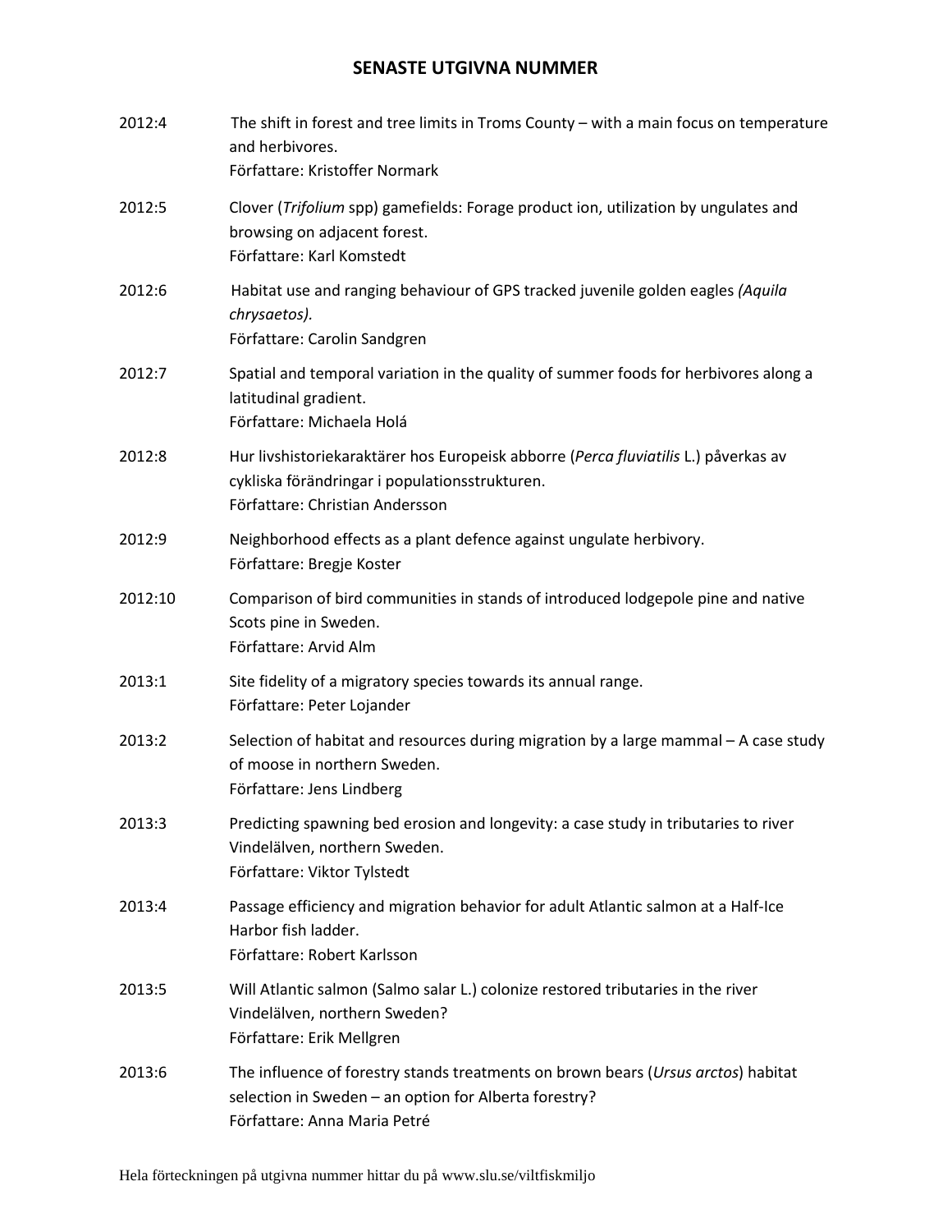## SENASTE UTGIVNA NUMMER

2012:4 The shift in forest and tree limits in Troms County – with a main focus on temperature and herbivores.
Författare: Kristoffer Normark

2012:5 Clover (*Trifolium* spp) gamefields: Forage product ion, utilization by ungulates and browsing on adjacent forest.
Författare: Karl Komstedt

2012:6 Habitat use and ranging behaviour of GPS tracked juvenile golden eagles *(Aquila chrysaetos).*
Författare: Carolin Sandgren

2012:7 Spatial and temporal variation in the quality of summer foods for herbivores along a latitudinal gradient.
Författare: Michaela Holá

2012:8 Hur livshistoriekaraktärer hos Europeisk abborre (*Perca fluviatilis* L.) påverkas av cykliska förändringar i populationsstrukturen.
Författare: Christian Andersson

2012:9 Neighborhood effects as a plant defence against ungulate herbivory.
Författare: Bregje Koster

2012:10 Comparison of bird communities in stands of introduced lodgepole pine and native Scots pine in Sweden.
Författare: Arvid Alm

2013:1 Site fidelity of a migratory species towards its annual range.
Författare: Peter Lojander

2013:2 Selection of habitat and resources during migration by a large mammal – A case study of moose in northern Sweden.
Författare: Jens Lindberg

2013:3 Predicting spawning bed erosion and longevity: a case study in tributaries to river Vindelälven, northern Sweden.
Författare: Viktor Tylstedt

2013:4 Passage efficiency and migration behavior for adult Atlantic salmon at a Half-Ice Harbor fish ladder.
Författare: Robert Karlsson

2013:5 Will Atlantic salmon (Salmo salar L.) colonize restored tributaries in the river Vindelälven, northern Sweden?
Författare: Erik Mellgren

2013:6 The influence of forestry stands treatments on brown bears (*Ursus arctos*) habitat selection in Sweden – an option for Alberta forestry?
Författare: Anna Maria Petré

Hela förteckningen på utgivna nummer hittar du på www.slu.se/viltfiskmiljo